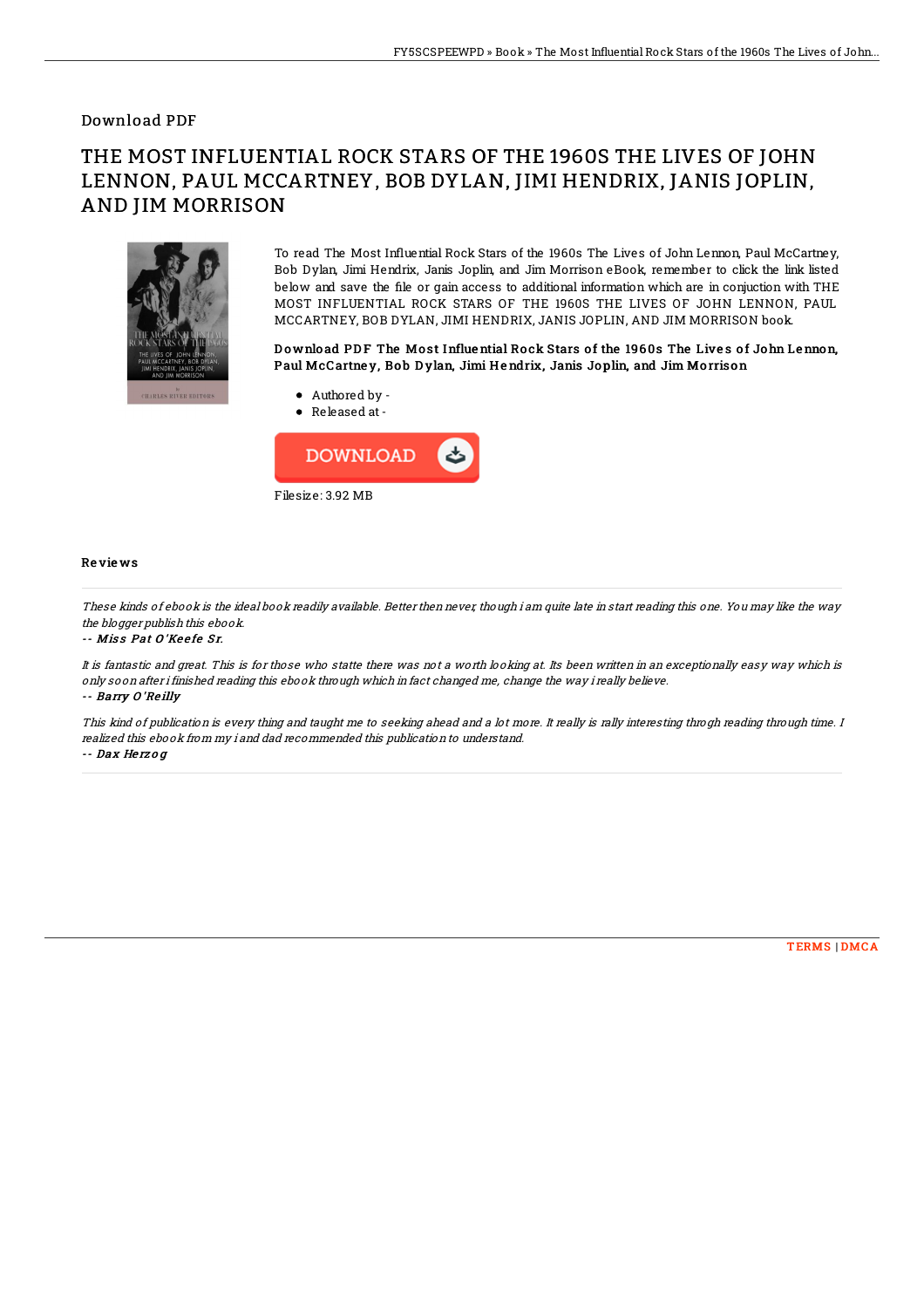Download PDF

# THE MOST INFLUENTIAL ROCK STARS OF THE 1960S THE LIVES OF JOHN LENNON, PAUL MCCARTNEY, BOB DYLAN, JIMI HENDRIX, JANIS JOPLIN, AND JIM MORRISON

To read The Most Influential Rock Stars of the 1960s The Lives of John Lennon, Paul McCartney, Bob Dylan, Jimi Hendrix, Janis Joplin, and Jim Morrison eBook, remember to click the link listed below and save the file or gain access to additional information which are in conjuction with THE MOST INFLUENTIAL ROCK STARS OF THE 1960S THE LIVES OF JOHN LENNON, PAUL MCCARTNEY, BOB DYLAN, JIMI HENDRIX, JANIS JOPLIN, AND JIM MORRISON book.

**Download PDF The Most Influential Rock Stars of the 1960s The Lives of John Lennon, Paul McCartney, Bob Dylan, Jimi Hendrix, Janis Joplin, and Jim Morrison**

- Authored by -
- Released at -

DOWNLOAD

Filesize: 3.92 MB

## Reviews

*These kinds of ebook is the ideal book readily available. Better then never, though i am quite late in start reading this one. You may like the way the blogger publish this ebook.*

*-- Miss Pat O'Keefe Sr.*

*It is fantastic and great. This is for those who statte there was not a worth looking at. Its been written in an exceptionally easy way which is only soon after i finished reading this ebook through which in fact changed me, change the way i really believe.*

*-- Barry O'Reilly*

*This kind of publication is every thing and taught me to seeking ahead and a lot more. It really is rally interesting throgh reading through time. I realized this ebook from my i and dad recommended this publication to understand.*

*-- Dax Herzog*

TERMS | DMCA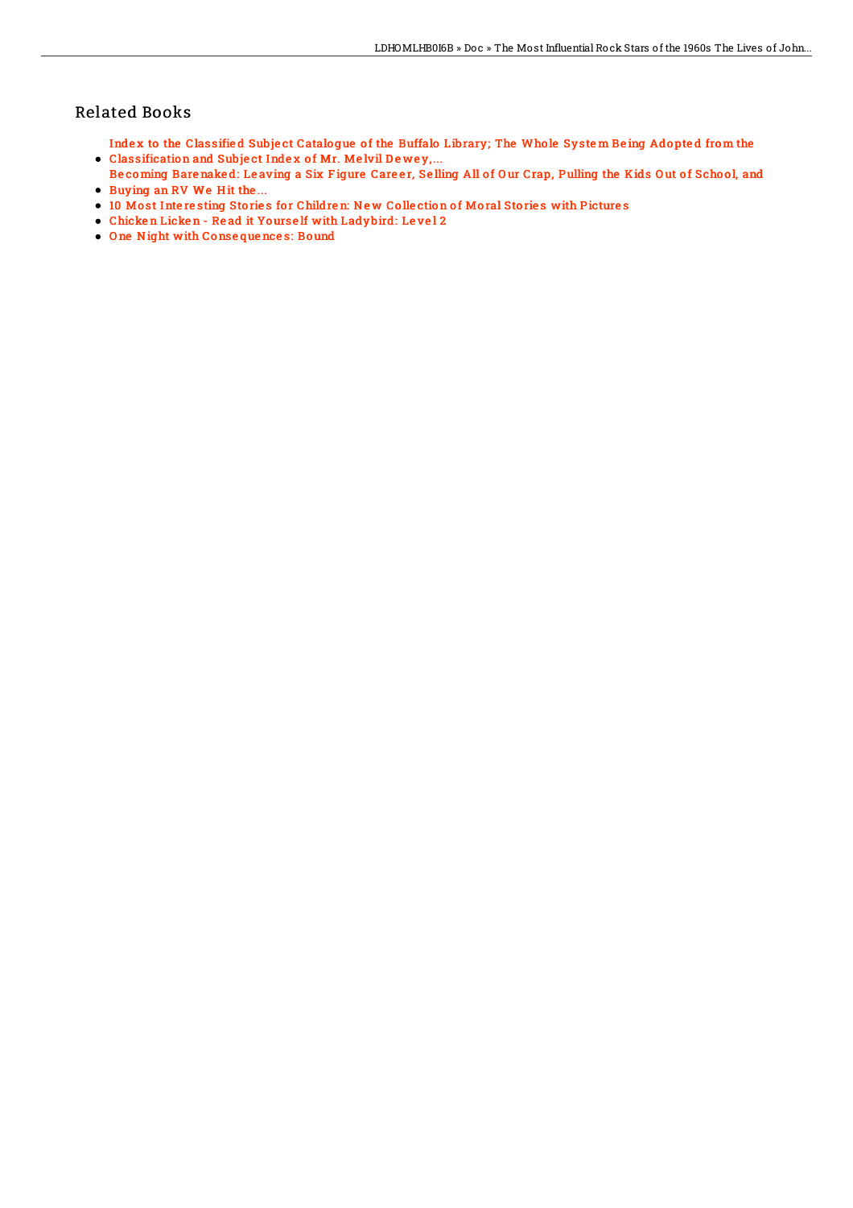## Related Books

- Index to the Classified Subject Catalogue of the Buffalo Library; The Whole System Being Adopted from the Classification and Subject Index of Mr. Melvil Dewey,...
- Becoming Barenaked: Leaving a Six Figure Career, Selling All of Our Crap, Pulling the Kids Out of School, and Buying an RV We Hit the...
- 10 Most Interesting Stories for Children: New Collection of Moral Stories with Pictures
- Chicken Licken - Read it Yourself with Ladybird: Level 2
- One Night with Consequences: Bound